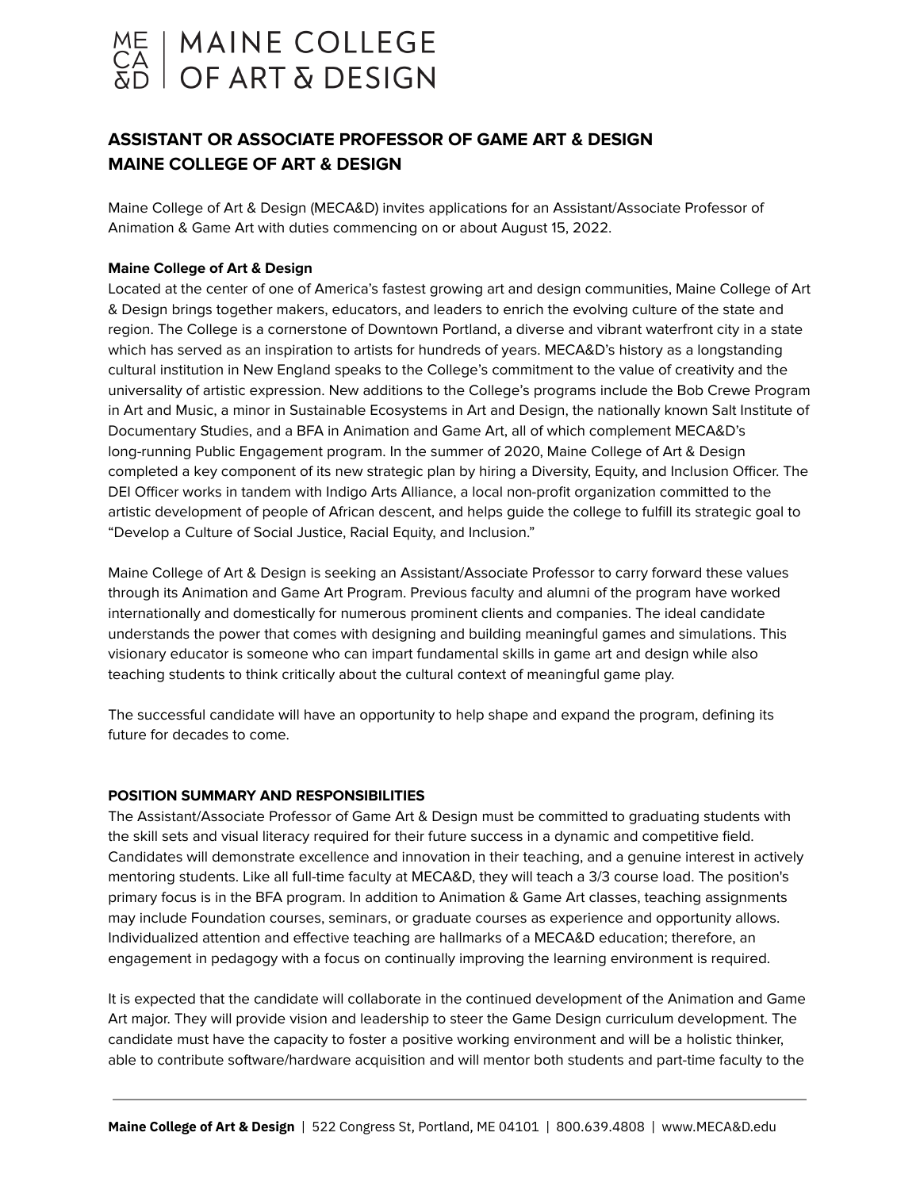# MAINE COLLEGE OF ART & DESIGN

## ASSISTANT OR ASSOCIATE PROFESSOR OF GAME ART & DESIGN
## MAINE COLLEGE OF ART & DESIGN

Maine College of Art & Design (MECA&D) invites applications for an Assistant/Associate Professor of Animation & Game Art with duties commencing on or about August 15, 2022.

**Maine College of Art & Design**

Located at the center of one of America's fastest growing art and design communities, Maine College of Art & Design brings together makers, educators, and leaders to enrich the evolving culture of the state and region. The College is a cornerstone of Downtown Portland, a diverse and vibrant waterfront city in a state which has served as an inspiration to artists for hundreds of years. MECA&D's history as a longstanding cultural institution in New England speaks to the College's commitment to the value of creativity and the universality of artistic expression. New additions to the College's programs include the Bob Crewe Program in Art and Music, a minor in Sustainable Ecosystems in Art and Design, the nationally known Salt Institute of Documentary Studies, and a BFA in Animation and Game Art, all of which complement MECA&D's long-running Public Engagement program. In the summer of 2020, Maine College of Art & Design completed a key component of its new strategic plan by hiring a Diversity, Equity, and Inclusion Officer. The DEI Officer works in tandem with Indigo Arts Alliance, a local non-profit organization committed to the artistic development of people of African descent, and helps guide the college to fulfill its strategic goal to "Develop a Culture of Social Justice, Racial Equity, and Inclusion."

Maine College of Art & Design is seeking an Assistant/Associate Professor to carry forward these values through its Animation and Game Art Program. Previous faculty and alumni of the program have worked internationally and domestically for numerous prominent clients and companies. The ideal candidate understands the power that comes with designing and building meaningful games and simulations. This visionary educator is someone who can impart fundamental skills in game art and design while also teaching students to think critically about the cultural context of meaningful game play.

The successful candidate will have an opportunity to help shape and expand the program, defining its future for decades to come.

**POSITION SUMMARY AND RESPONSIBILITIES**

The Assistant/Associate Professor of Game Art & Design must be committed to graduating students with the skill sets and visual literacy required for their future success in a dynamic and competitive field. Candidates will demonstrate excellence and innovation in their teaching, and a genuine interest in actively mentoring students. Like all full-time faculty at MECA&D, they will teach a 3/3 course load. The position's primary focus is in the BFA program. In addition to Animation & Game Art classes, teaching assignments may include Foundation courses, seminars, or graduate courses as experience and opportunity allows. Individualized attention and effective teaching are hallmarks of a MECA&D education; therefore, an engagement in pedagogy with a focus on continually improving the learning environment is required.

It is expected that the candidate will collaborate in the continued development of the Animation and Game Art major. They will provide vision and leadership to steer the Game Design curriculum development. The candidate must have the capacity to foster a positive working environment and will be a holistic thinker, able to contribute software/hardware acquisition and will mentor both students and part-time faculty to the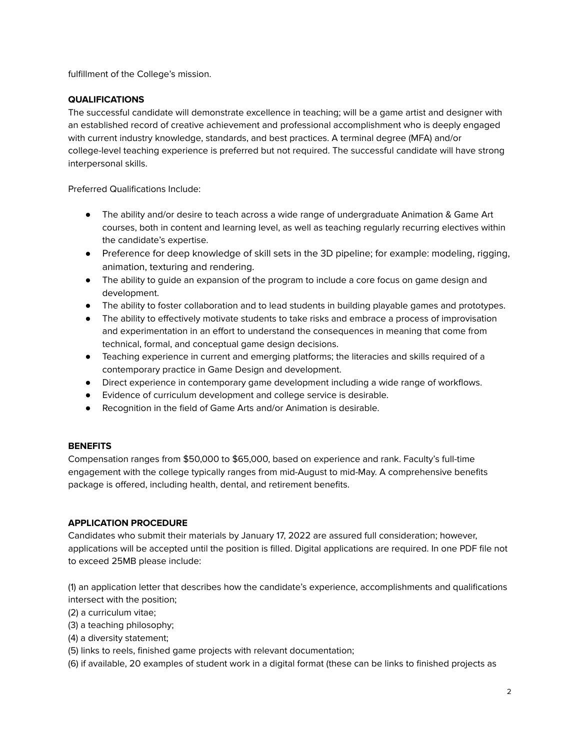fulfillment of the College's mission.

**QUALIFICATIONS**

The successful candidate will demonstrate excellence in teaching; will be a game artist and designer with an established record of creative achievement and professional accomplishment who is deeply engaged with current industry knowledge, standards, and best practices. A terminal degree (MFA) and/or college-level teaching experience is preferred but not required. The successful candidate will have strong interpersonal skills.

Preferred Qualifications Include:

- The ability and/or desire to teach across a wide range of undergraduate Animation & Game Art courses, both in content and learning level, as well as teaching regularly recurring electives within the candidate's expertise.
- Preference for deep knowledge of skill sets in the 3D pipeline; for example: modeling, rigging, animation, texturing and rendering.
- The ability to guide an expansion of the program to include a core focus on game design and development.
- The ability to foster collaboration and to lead students in building playable games and prototypes.
- The ability to effectively motivate students to take risks and embrace a process of improvisation and experimentation in an effort to understand the consequences in meaning that come from technical, formal, and conceptual game design decisions.
- Teaching experience in current and emerging platforms; the literacies and skills required of a contemporary practice in Game Design and development.
- Direct experience in contemporary game development including a wide range of workflows.
- Evidence of curriculum development and college service is desirable.
- Recognition in the field of Game Arts and/or Animation is desirable.

**BENEFITS**

Compensation ranges from $50,000 to $65,000, based on experience and rank. Faculty's full-time engagement with the college typically ranges from mid-August to mid-May. A comprehensive benefits package is offered, including health, dental, and retirement benefits.

**APPLICATION PROCEDURE**

Candidates who submit their materials by January 17, 2022 are assured full consideration; however, applications will be accepted until the position is filled. Digital applications are required. In one PDF file not to exceed 25MB please include:

(1) an application letter that describes how the candidate's experience, accomplishments and qualifications intersect with the position;
(2) a curriculum vitae;
(3) a teaching philosophy;
(4) a diversity statement;
(5) links to reels, finished game projects with relevant documentation;
(6) if available, 20 examples of student work in a digital format (these can be links to finished projects as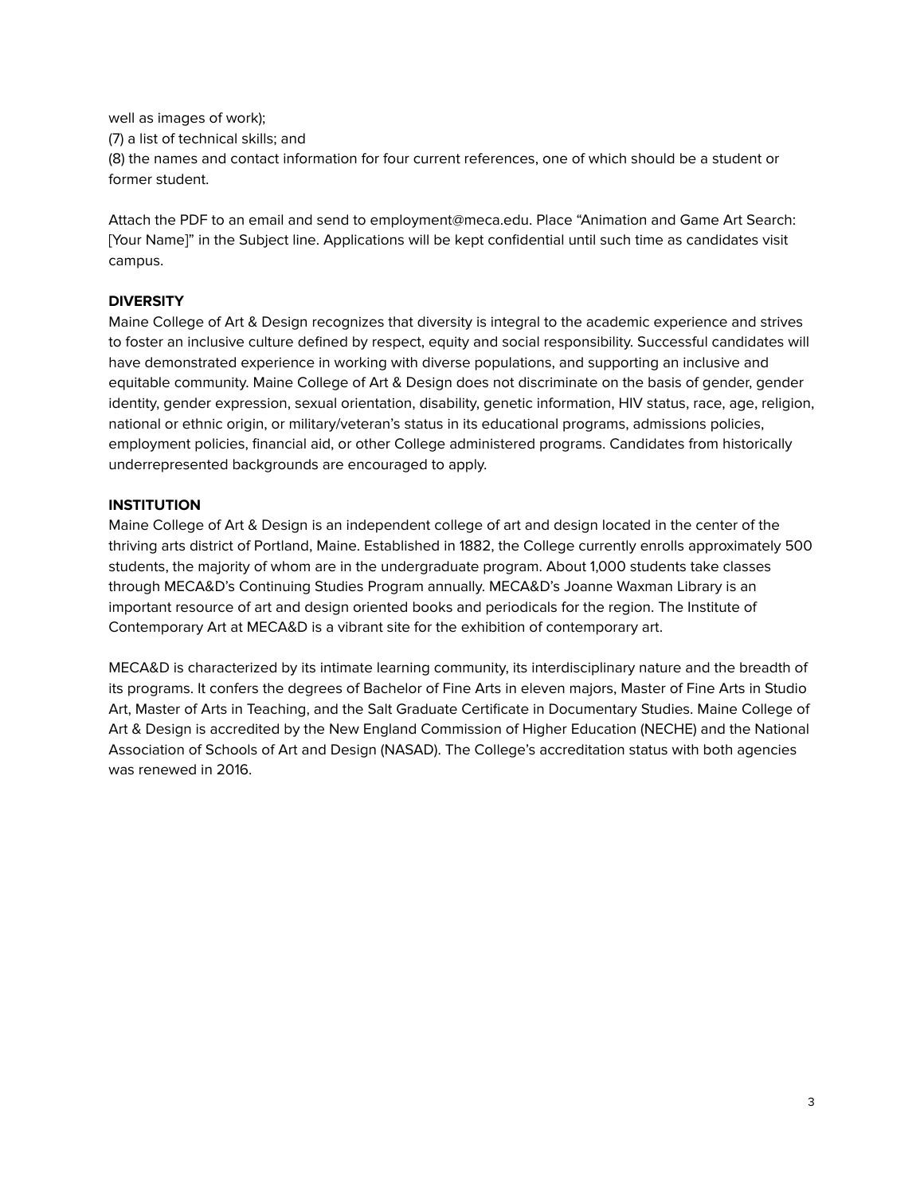well as images of work);
(7) a list of technical skills; and
(8) the names and contact information for four current references, one of which should be a student or former student.

Attach the PDF to an email and send to employment@meca.edu. Place "Animation and Game Art Search: [Your Name]" in the Subject line. Applications will be kept confidential until such time as candidates visit campus.

**DIVERSITY**

Maine College of Art & Design recognizes that diversity is integral to the academic experience and strives to foster an inclusive culture defined by respect, equity and social responsibility. Successful candidates will have demonstrated experience in working with diverse populations, and supporting an inclusive and equitable community. Maine College of Art & Design does not discriminate on the basis of gender, gender identity, gender expression, sexual orientation, disability, genetic information, HIV status, race, age, religion, national or ethnic origin, or military/veteran's status in its educational programs, admissions policies, employment policies, financial aid, or other College administered programs. Candidates from historically underrepresented backgrounds are encouraged to apply.

**INSTITUTION**

Maine College of Art & Design is an independent college of art and design located in the center of the thriving arts district of Portland, Maine. Established in 1882, the College currently enrolls approximately 500 students, the majority of whom are in the undergraduate program. About 1,000 students take classes through MECA&D's Continuing Studies Program annually. MECA&D's Joanne Waxman Library is an important resource of art and design oriented books and periodicals for the region. The Institute of Contemporary Art at MECA&D is a vibrant site for the exhibition of contemporary art.

MECA&D is characterized by its intimate learning community, its interdisciplinary nature and the breadth of its programs. It confers the degrees of Bachelor of Fine Arts in eleven majors, Master of Fine Arts in Studio Art, Master of Arts in Teaching, and the Salt Graduate Certificate in Documentary Studies. Maine College of Art & Design is accredited by the New England Commission of Higher Education (NECHE) and the National Association of Schools of Art and Design (NASAD). The College's accreditation status with both agencies was renewed in 2016.